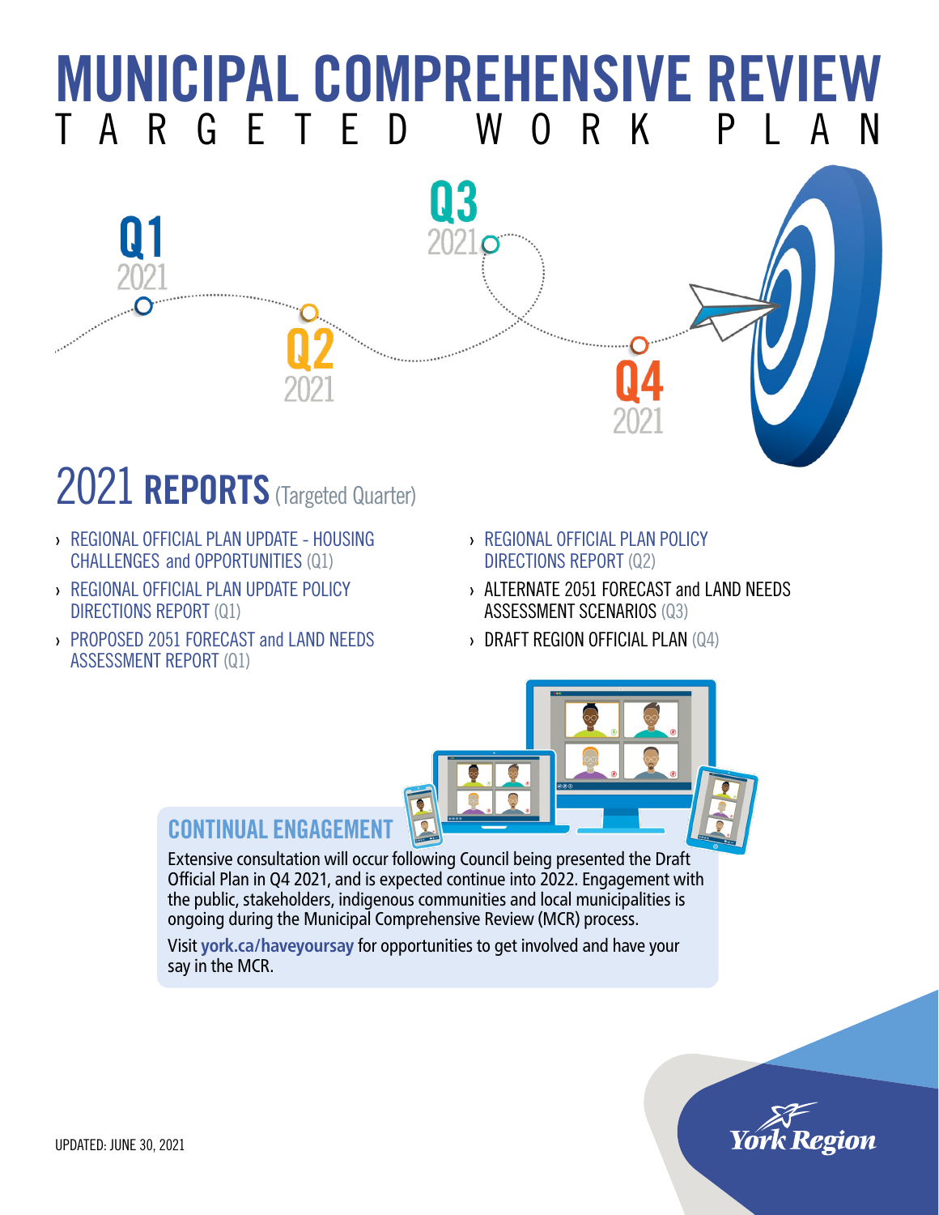# MUNICIPAL COMPREHENSIVE REVIEW
## TARGETED WORK PLAN

Q1 2021

Q2 2021

Q3 2021

Q4 2021

## 2021 REPORTS (Targeted Quarter)

- REGIONAL OFFICIAL PLAN UPDATE - HOUSING CHALLENGES and OPPORTUNITIES (Q1)
- REGIONAL OFFICIAL PLAN UPDATE POLICY DIRECTIONS REPORT (Q1)
- PROPOSED 2051 FORECAST and LAND NEEDS ASSESSMENT REPORT (Q1)
- REGIONAL OFFICIAL PLAN POLICY DIRECTIONS REPORT (Q2)
- ALTERNATE 2051 FORECAST and LAND NEEDS ASSESSMENT SCENARIOS (Q3)
- DRAFT REGION OFFICIAL PLAN (Q4)

### CONTINUAL ENGAGEMENT

Extensive consultation will occur following Council being presented the Draft Official Plan in Q4 2021, and is expected continue into 2022. Engagement with the public, stakeholders, indigenous communities and local municipalities is ongoing during the Municipal Comprehensive Review (MCR) process.

Visit **york.ca/haveyoursay** for opportunities to get involved and have your say in the MCR.

UPDATED: JUNE 30, 2021

York Region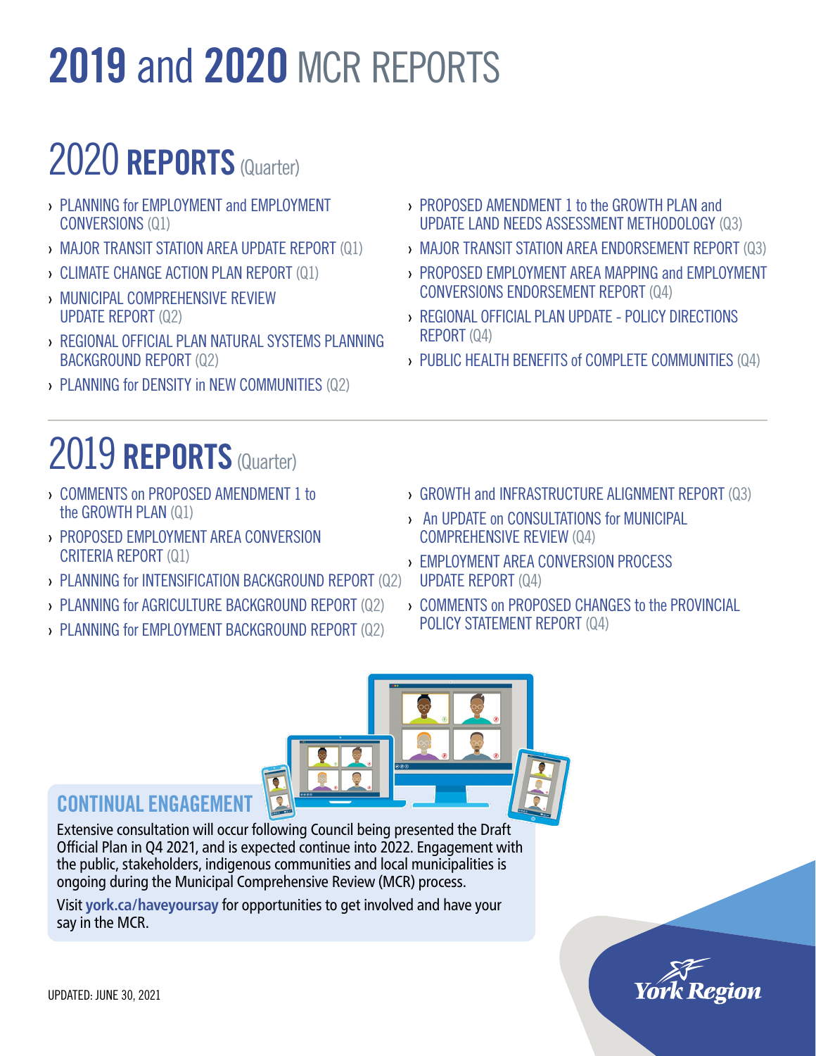# 2019 and 2020 MCR REPORTS

## 2020 REPORTS (Quarter)

- PLANNING for EMPLOYMENT and EMPLOYMENT CONVERSIONS (Q1)
- MAJOR TRANSIT STATION AREA UPDATE REPORT (Q1)
- CLIMATE CHANGE ACTION PLAN REPORT (Q1)
- MUNICIPAL COMPREHENSIVE REVIEW UPDATE REPORT (Q2)
- REGIONAL OFFICIAL PLAN NATURAL SYSTEMS PLANNING BACKGROUND REPORT (Q2)
- PLANNING for DENSITY in NEW COMMUNITIES (Q2)
- PROPOSED AMENDMENT 1 to the GROWTH PLAN and UPDATE LAND NEEDS ASSESSMENT METHODOLOGY (Q3)
- MAJOR TRANSIT STATION AREA ENDORSEMENT REPORT (Q3)
- PROPOSED EMPLOYMENT AREA MAPPING and EMPLOYMENT CONVERSIONS ENDORSEMENT REPORT (Q4)
- REGIONAL OFFICIAL PLAN UPDATE - POLICY DIRECTIONS REPORT (Q4)
- PUBLIC HEALTH BENEFITS of COMPLETE COMMUNITIES (Q4)

## 2019 REPORTS (Quarter)

- COMMENTS on PROPOSED AMENDMENT 1 to the GROWTH PLAN (Q1)
- PROPOSED EMPLOYMENT AREA CONVERSION CRITERIA REPORT (Q1)
- PLANNING for INTENSIFICATION BACKGROUND REPORT (Q2)
- PLANNING for AGRICULTURE BACKGROUND REPORT (Q2)
- PLANNING for EMPLOYMENT BACKGROUND REPORT (Q2)
- GROWTH and INFRASTRUCTURE ALIGNMENT REPORT (Q3)
- An UPDATE on CONSULTATIONS for MUNICIPAL COMPREHENSIVE REVIEW (Q4)
- EMPLOYMENT AREA CONVERSION PROCESS UPDATE REPORT (Q4)
- COMMENTS on PROPOSED CHANGES to the PROVINCIAL POLICY STATEMENT REPORT (Q4)

### CONTINUAL ENGAGEMENT

Extensive consultation will occur following Council being presented the Draft Official Plan in Q4 2021, and is expected continue into 2022. Engagement with the public, stakeholders, indigenous communities and local municipalities is ongoing during the Municipal Comprehensive Review (MCR) process.

Visit **york.ca/haveyoursay** for opportunities to get involved and have your say in the MCR.

UPDATED: JUNE 30, 2021

York Region